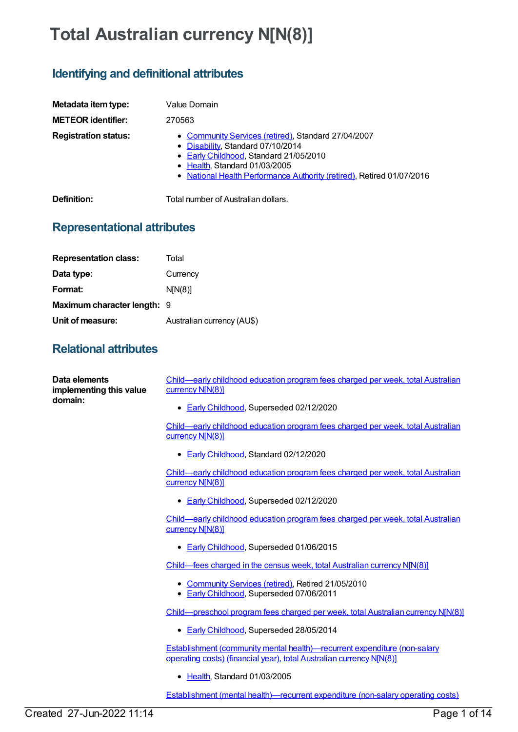# Total Australian currency N[N(8)]

## Identifying and definitional attributes

**Metadata item type:** Value Domain

**METEOR identifier:** 270563

**Registration status:**

- Community Services (retired), Standard 27/04/2007
- Disability, Standard 07/10/2014
- Early Childhood, Standard 21/05/2010
- Health, Standard 01/03/2005
- National Health Performance Authority (retired), Retired 01/07/2016

**Definition:** Total number of Australian dollars.

## Representational attributes

**Representation class:** Total

**Data type:** Currency

**Format:** N[N(8)]

**Maximum character length:** 9

**Unit of measure:** Australian currency (AU$)

## Relational attributes

**Data elements implementing this value domain:**

Child—early childhood education program fees charged per week, total Australian currency N[N(8)]

- Early Childhood, Superseded 02/12/2020

Child—early childhood education program fees charged per week, total Australian currency N[N(8)]

- Early Childhood, Standard 02/12/2020

Child—early childhood education program fees charged per week, total Australian currency N[N(8)]

- Early Childhood, Superseded 02/12/2020

Child—early childhood education program fees charged per week, total Australian currency N[N(8)]

- Early Childhood, Superseded 01/06/2015

Child—fees charged in the census week, total Australian currency N[N(8)]

- Community Services (retired), Retired 21/05/2010
- Early Childhood, Superseded 07/06/2011

Child—preschool program fees charged per week, total Australian currency N[N(8)]

- Early Childhood, Superseded 28/05/2014

Establishment (community mental health)—recurrent expenditure (non-salary operating costs) (financial year), total Australian currency N[N(8)]

- Health, Standard 01/03/2005

Establishment (mental health)—recurrent expenditure (non-salary operating costs)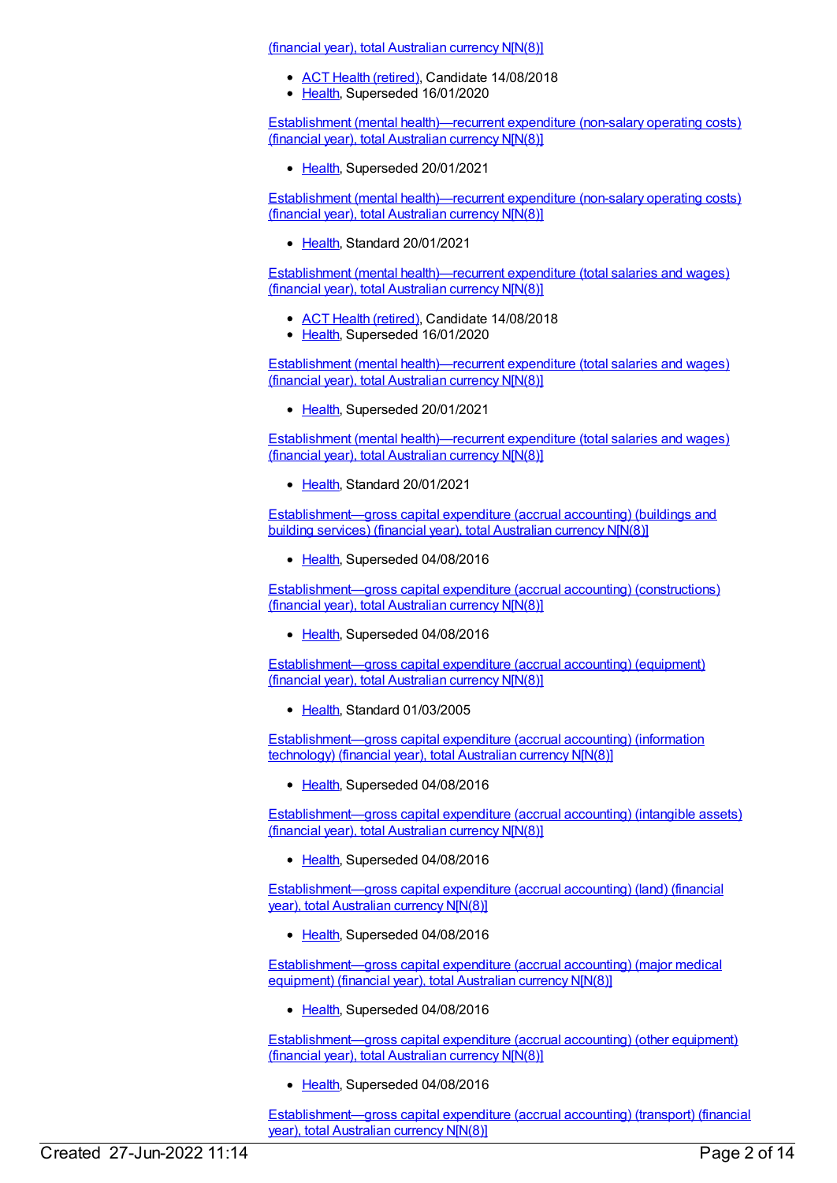(financial year), total Australian currency N[N(8)]

- ACT Health (retired), Candidate 14/08/2018
- Health, Superseded 16/01/2020

Establishment (mental health)—recurrent expenditure (non-salary operating costs) (financial year), total Australian currency N[N(8)]

- Health, Superseded 20/01/2021

Establishment (mental health)—recurrent expenditure (non-salary operating costs) (financial year), total Australian currency N[N(8)]

- Health, Standard 20/01/2021

Establishment (mental health)—recurrent expenditure (total salaries and wages) (financial year), total Australian currency N[N(8)]

- ACT Health (retired), Candidate 14/08/2018
- Health, Superseded 16/01/2020

Establishment (mental health)—recurrent expenditure (total salaries and wages) (financial year), total Australian currency N[N(8)]

- Health, Superseded 20/01/2021

Establishment (mental health)—recurrent expenditure (total salaries and wages) (financial year), total Australian currency N[N(8)]

- Health, Standard 20/01/2021

Establishment—gross capital expenditure (accrual accounting) (buildings and building services) (financial year), total Australian currency N[N(8)]

- Health, Superseded 04/08/2016

Establishment—gross capital expenditure (accrual accounting) (constructions) (financial year), total Australian currency N[N(8)]

- Health, Superseded 04/08/2016

Establishment—gross capital expenditure (accrual accounting) (equipment) (financial year), total Australian currency N[N(8)]

- Health, Standard 01/03/2005

Establishment—gross capital expenditure (accrual accounting) (information technology) (financial year), total Australian currency N[N(8)]

- Health, Superseded 04/08/2016

Establishment—gross capital expenditure (accrual accounting) (intangible assets) (financial year), total Australian currency N[N(8)]

- Health, Superseded 04/08/2016

Establishment—gross capital expenditure (accrual accounting) (land) (financial year), total Australian currency N[N(8)]

- Health, Superseded 04/08/2016

Establishment—gross capital expenditure (accrual accounting) (major medical equipment) (financial year), total Australian currency N[N(8)]

- Health, Superseded 04/08/2016

Establishment—gross capital expenditure (accrual accounting) (other equipment) (financial year), total Australian currency N[N(8)]

- Health, Superseded 04/08/2016

Establishment—gross capital expenditure (accrual accounting) (transport) (financial year), total Australian currency N[N(8)]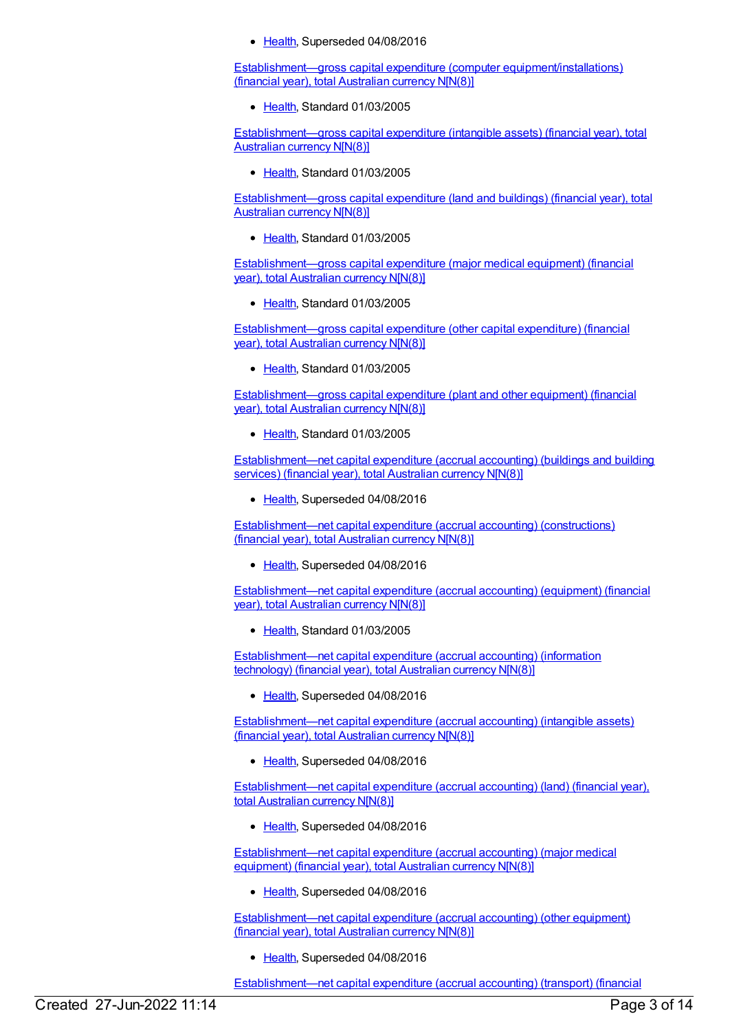- Health, Superseded 04/08/2016

Establishment—gross capital expenditure (computer equipment/installations) (financial year), total Australian currency N[N(8)]

- Health, Standard 01/03/2005

Establishment—gross capital expenditure (intangible assets) (financial year), total Australian currency N[N(8)]

- Health, Standard 01/03/2005

Establishment—gross capital expenditure (land and buildings) (financial year), total Australian currency N[N(8)]

- Health, Standard 01/03/2005

Establishment—gross capital expenditure (major medical equipment) (financial year), total Australian currency N[N(8)]

- Health, Standard 01/03/2005

Establishment—gross capital expenditure (other capital expenditure) (financial year), total Australian currency N[N(8)]

- Health, Standard 01/03/2005

Establishment—gross capital expenditure (plant and other equipment) (financial year), total Australian currency N[N(8)]

- Health, Standard 01/03/2005

Establishment—net capital expenditure (accrual accounting) (buildings and building services) (financial year), total Australian currency N[N(8)]

- Health, Superseded 04/08/2016

Establishment—net capital expenditure (accrual accounting) (constructions) (financial year), total Australian currency N[N(8)]

- Health, Superseded 04/08/2016

Establishment—net capital expenditure (accrual accounting) (equipment) (financial year), total Australian currency N[N(8)]

- Health, Standard 01/03/2005

Establishment—net capital expenditure (accrual accounting) (information technology) (financial year), total Australian currency N[N(8)]

- Health, Superseded 04/08/2016

Establishment—net capital expenditure (accrual accounting) (intangible assets) (financial year), total Australian currency N[N(8)]

- Health, Superseded 04/08/2016

Establishment—net capital expenditure (accrual accounting) (land) (financial year), total Australian currency N[N(8)]

- Health, Superseded 04/08/2016

Establishment—net capital expenditure (accrual accounting) (major medical equipment) (financial year), total Australian currency N[N(8)]

- Health, Superseded 04/08/2016

Establishment—net capital expenditure (accrual accounting) (other equipment) (financial year), total Australian currency N[N(8)]

- Health, Superseded 04/08/2016

Establishment—net capital expenditure (accrual accounting) (transport) (financial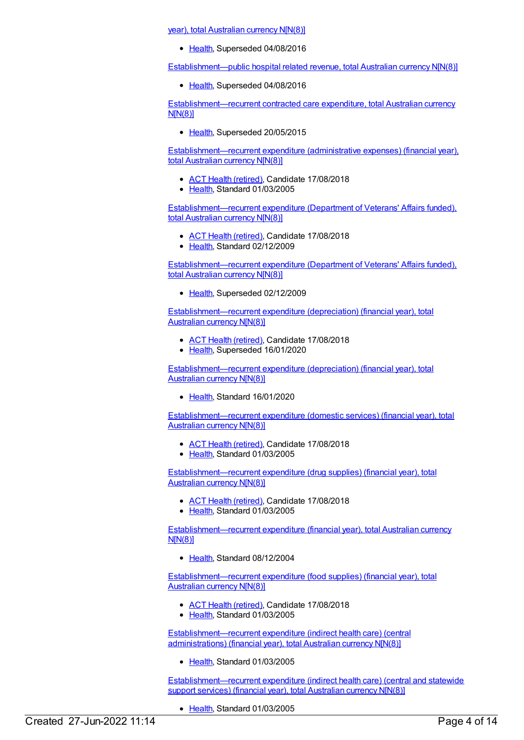year), total Australian currency N[N(8)]

- Health, Superseded 04/08/2016

Establishment—public hospital related revenue, total Australian currency N[N(8)]

- Health, Superseded 04/08/2016

Establishment—recurrent contracted care expenditure, total Australian currency N[N(8)]

- Health, Superseded 20/05/2015

Establishment—recurrent expenditure (administrative expenses) (financial year), total Australian currency N[N(8)]

- ACT Health (retired), Candidate 17/08/2018
- Health, Standard 01/03/2005

Establishment—recurrent expenditure (Department of Veterans' Affairs funded), total Australian currency N[N(8)]

- ACT Health (retired), Candidate 17/08/2018
- Health, Standard 02/12/2009

Establishment—recurrent expenditure (Department of Veterans' Affairs funded), total Australian currency N[N(8)]

- Health, Superseded 02/12/2009

Establishment—recurrent expenditure (depreciation) (financial year), total Australian currency N[N(8)]

- ACT Health (retired), Candidate 17/08/2018
- Health, Superseded 16/01/2020

Establishment—recurrent expenditure (depreciation) (financial year), total Australian currency N[N(8)]

- Health, Standard 16/01/2020

Establishment—recurrent expenditure (domestic services) (financial year), total Australian currency N[N(8)]

- ACT Health (retired), Candidate 17/08/2018
- Health, Standard 01/03/2005

Establishment—recurrent expenditure (drug supplies) (financial year), total Australian currency N[N(8)]

- ACT Health (retired), Candidate 17/08/2018
- Health, Standard 01/03/2005

Establishment—recurrent expenditure (financial year), total Australian currency N[N(8)]

- Health, Standard 08/12/2004

Establishment—recurrent expenditure (food supplies) (financial year), total Australian currency N[N(8)]

- ACT Health (retired), Candidate 17/08/2018
- Health, Standard 01/03/2005

Establishment—recurrent expenditure (indirect health care) (central administrations) (financial year), total Australian currency N[N(8)]

- Health, Standard 01/03/2005

Establishment—recurrent expenditure (indirect health care) (central and statewide support services) (financial year), total Australian currency N[N(8)]

- Health, Standard 01/03/2005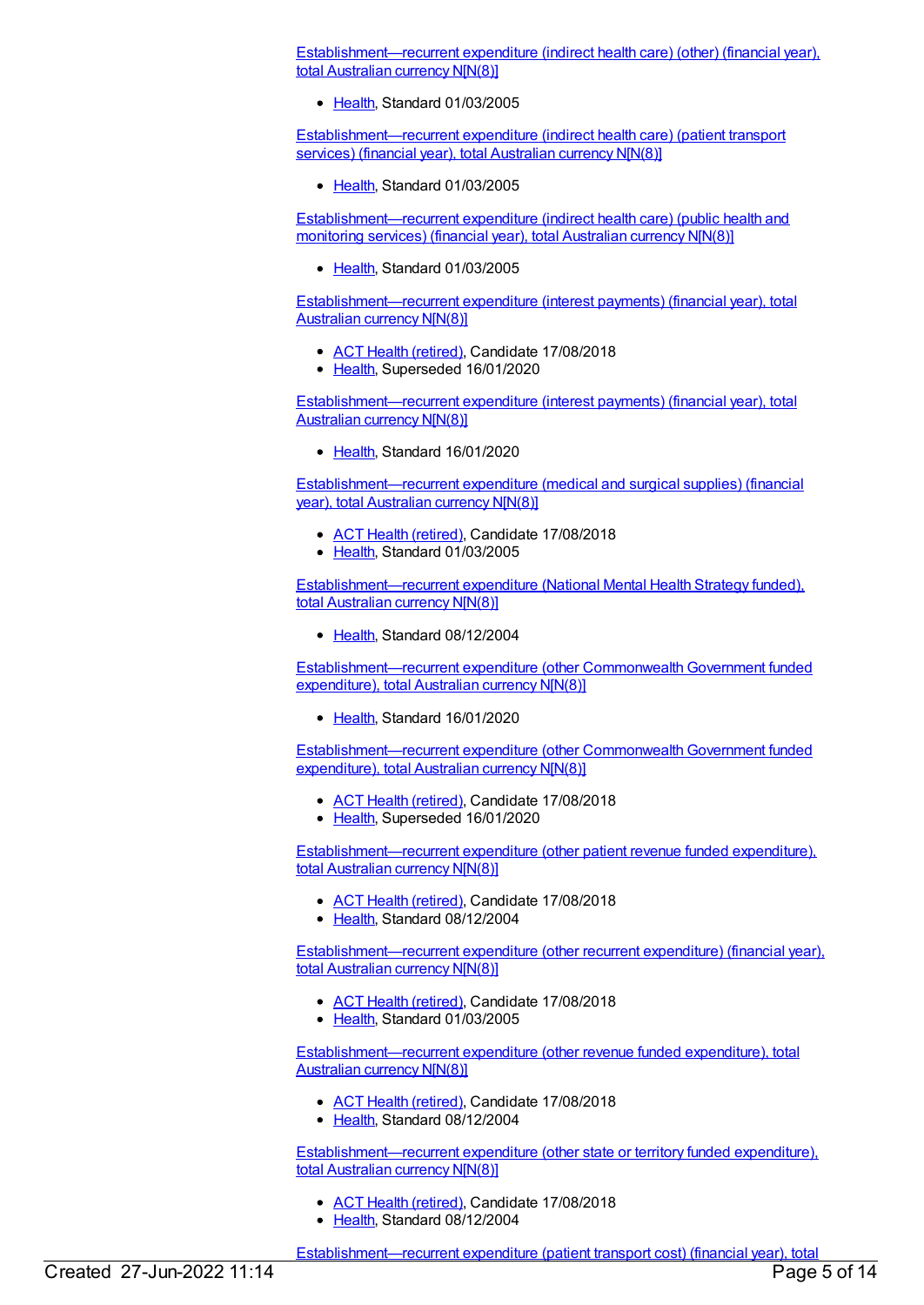Establishment—recurrent expenditure (indirect health care) (other) (financial year), total Australian currency N[N(8)]

- Health, Standard 01/03/2005

Establishment—recurrent expenditure (indirect health care) (patient transport services) (financial year), total Australian currency N[N(8)]

- Health, Standard 01/03/2005

Establishment—recurrent expenditure (indirect health care) (public health and monitoring services) (financial year), total Australian currency N[N(8)]

- Health, Standard 01/03/2005

Establishment—recurrent expenditure (interest payments) (financial year), total Australian currency N[N(8)]

- ACT Health (retired), Candidate 17/08/2018
- Health, Superseded 16/01/2020

Establishment—recurrent expenditure (interest payments) (financial year), total Australian currency N[N(8)]

- Health, Standard 16/01/2020

Establishment—recurrent expenditure (medical and surgical supplies) (financial year), total Australian currency N[N(8)]

- ACT Health (retired), Candidate 17/08/2018
- Health, Standard 01/03/2005

Establishment—recurrent expenditure (National Mental Health Strategy funded), total Australian currency N[N(8)]

- Health, Standard 08/12/2004

Establishment—recurrent expenditure (other Commonwealth Government funded expenditure), total Australian currency N[N(8)]

- Health, Standard 16/01/2020

Establishment—recurrent expenditure (other Commonwealth Government funded expenditure), total Australian currency N[N(8)]

- ACT Health (retired), Candidate 17/08/2018
- Health, Superseded 16/01/2020

Establishment—recurrent expenditure (other patient revenue funded expenditure), total Australian currency N[N(8)]

- ACT Health (retired), Candidate 17/08/2018
- Health, Standard 08/12/2004

Establishment—recurrent expenditure (other recurrent expenditure) (financial year), total Australian currency N[N(8)]

- ACT Health (retired), Candidate 17/08/2018
- Health, Standard 01/03/2005

Establishment—recurrent expenditure (other revenue funded expenditure), total Australian currency N[N(8)]

- ACT Health (retired), Candidate 17/08/2018
- Health, Standard 08/12/2004

Establishment—recurrent expenditure (other state or territory funded expenditure), total Australian currency N[N(8)]

- ACT Health (retired), Candidate 17/08/2018
- Health, Standard 08/12/2004

Establishment—recurrent expenditure (patient transport cost) (financial year), total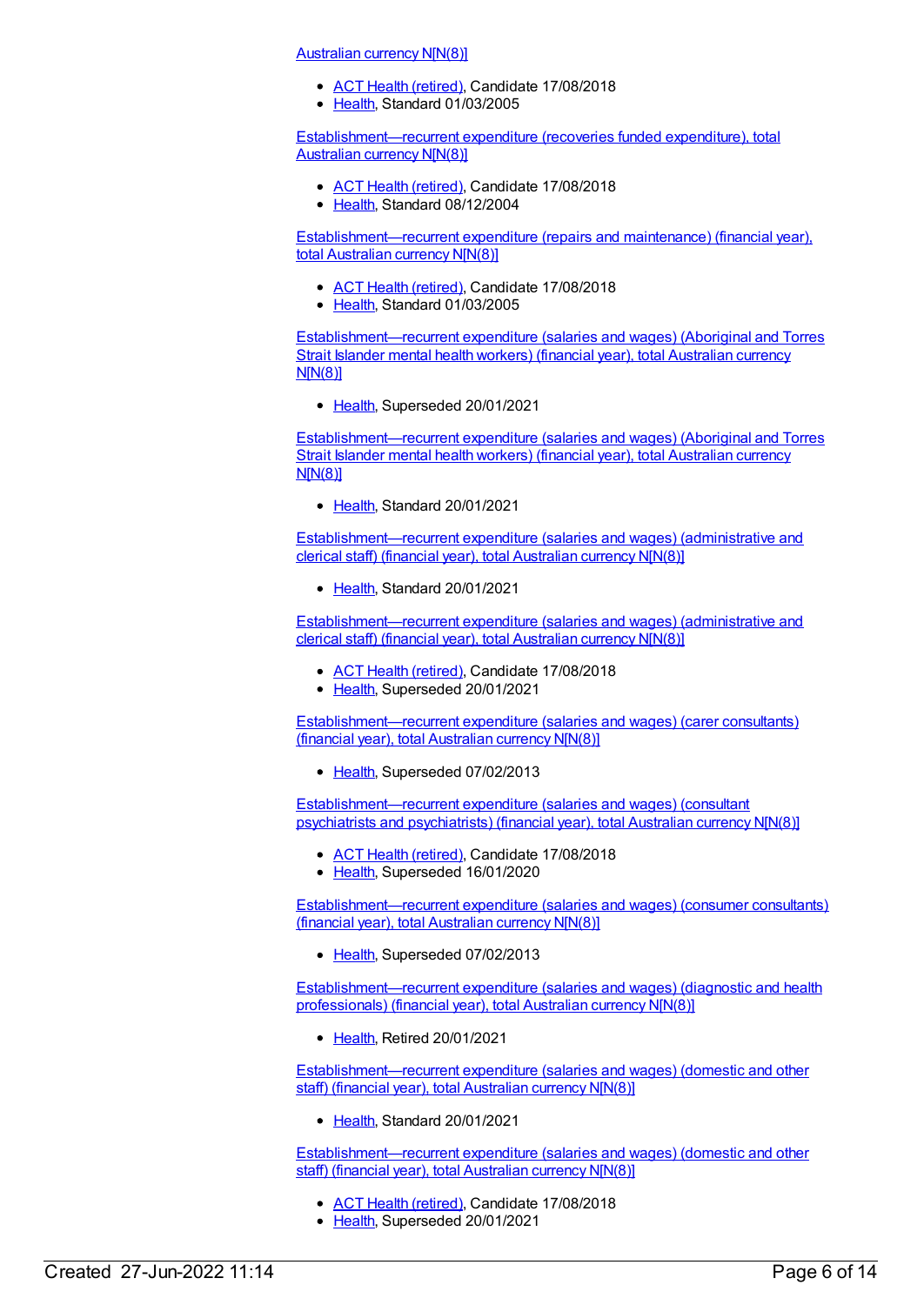Australian currency N[N(8)]

- ACT Health (retired), Candidate 17/08/2018
- Health, Standard 01/03/2005

Establishment—recurrent expenditure (recoveries funded expenditure), total Australian currency N[N(8)]

- ACT Health (retired), Candidate 17/08/2018
- Health, Standard 08/12/2004

Establishment—recurrent expenditure (repairs and maintenance) (financial year), total Australian currency N[N(8)]

- ACT Health (retired), Candidate 17/08/2018
- Health, Standard 01/03/2005

Establishment—recurrent expenditure (salaries and wages) (Aboriginal and Torres Strait Islander mental health workers) (financial year), total Australian currency N[N(8)]

- Health, Superseded 20/01/2021

Establishment—recurrent expenditure (salaries and wages) (Aboriginal and Torres Strait Islander mental health workers) (financial year), total Australian currency N[N(8)]

- Health, Standard 20/01/2021

Establishment—recurrent expenditure (salaries and wages) (administrative and clerical staff) (financial year), total Australian currency N[N(8)]

- Health, Standard 20/01/2021

Establishment—recurrent expenditure (salaries and wages) (administrative and clerical staff) (financial year), total Australian currency N[N(8)]

- ACT Health (retired), Candidate 17/08/2018
- Health, Superseded 20/01/2021

Establishment—recurrent expenditure (salaries and wages) (carer consultants) (financial year), total Australian currency N[N(8)]

- Health, Superseded 07/02/2013

Establishment—recurrent expenditure (salaries and wages) (consultant psychiatrists and psychiatrists) (financial year), total Australian currency N[N(8)]

- ACT Health (retired), Candidate 17/08/2018
- Health, Superseded 16/01/2020

Establishment—recurrent expenditure (salaries and wages) (consumer consultants) (financial year), total Australian currency N[N(8)]

- Health, Superseded 07/02/2013

Establishment—recurrent expenditure (salaries and wages) (diagnostic and health professionals) (financial year), total Australian currency N[N(8)]

- Health, Retired 20/01/2021

Establishment—recurrent expenditure (salaries and wages) (domestic and other staff) (financial year), total Australian currency N[N(8)]

- Health, Standard 20/01/2021

Establishment—recurrent expenditure (salaries and wages) (domestic and other staff) (financial year), total Australian currency N[N(8)]

- ACT Health (retired), Candidate 17/08/2018
- Health, Superseded 20/01/2021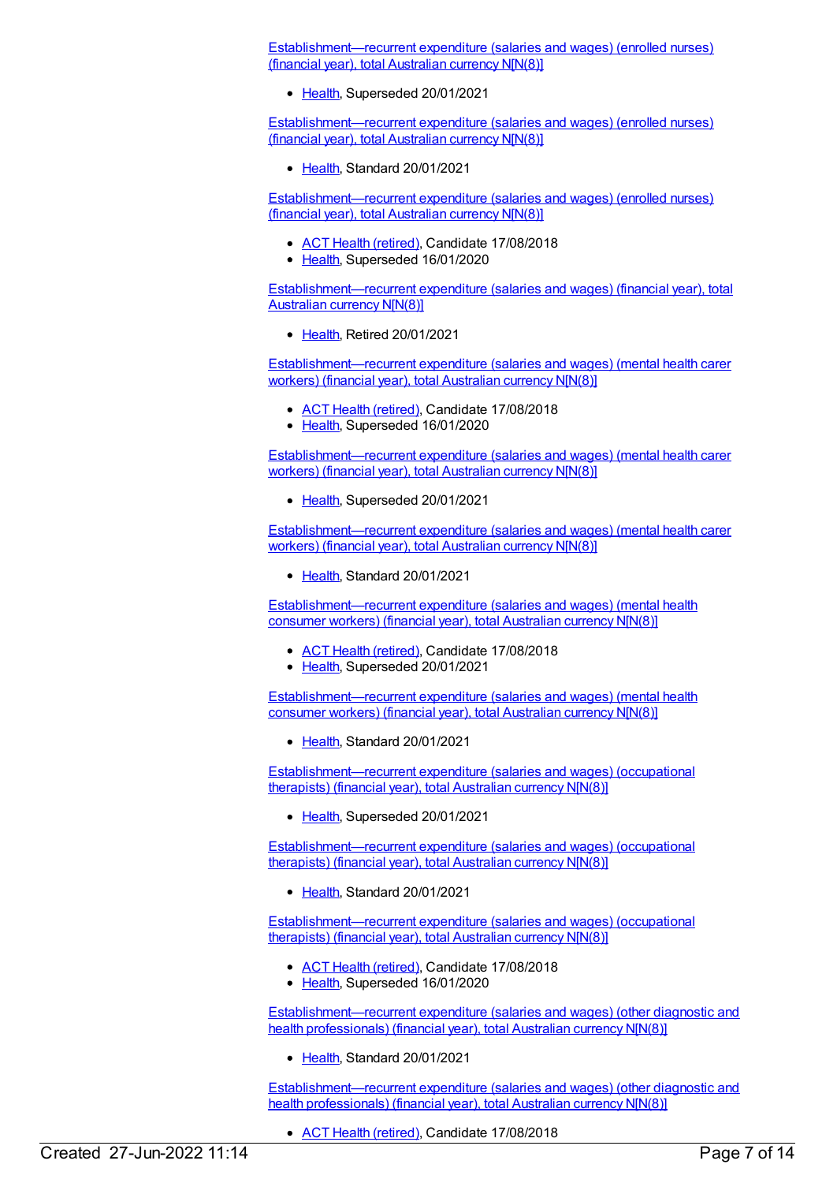[Establishment—recurrent expenditure (salaries and wages) (enrolled nurses) (financial year), total Australian currency N[N(8)]

- Health, Superseded 20/01/2021

Establishment—recurrent expenditure (salaries and wages) (enrolled nurses) (financial year), total Australian currency N[N(8)]

- Health, Standard 20/01/2021

Establishment—recurrent expenditure (salaries and wages) (enrolled nurses) (financial year), total Australian currency N[N(8)]

- ACT Health (retired), Candidate 17/08/2018
- Health, Superseded 16/01/2020

Establishment—recurrent expenditure (salaries and wages) (financial year), total Australian currency N[N(8)]

- Health, Retired 20/01/2021

Establishment—recurrent expenditure (salaries and wages) (mental health carer workers) (financial year), total Australian currency N[N(8)]

- ACT Health (retired), Candidate 17/08/2018
- Health, Superseded 16/01/2020

Establishment—recurrent expenditure (salaries and wages) (mental health carer workers) (financial year), total Australian currency N[N(8)]

- Health, Superseded 20/01/2021

Establishment—recurrent expenditure (salaries and wages) (mental health carer workers) (financial year), total Australian currency N[N(8)]

- Health, Standard 20/01/2021

Establishment—recurrent expenditure (salaries and wages) (mental health consumer workers) (financial year), total Australian currency N[N(8)]

- ACT Health (retired), Candidate 17/08/2018
- Health, Superseded 20/01/2021

Establishment—recurrent expenditure (salaries and wages) (mental health consumer workers) (financial year), total Australian currency N[N(8)]

- Health, Standard 20/01/2021

Establishment—recurrent expenditure (salaries and wages) (occupational therapists) (financial year), total Australian currency N[N(8)]

- Health, Superseded 20/01/2021

Establishment—recurrent expenditure (salaries and wages) (occupational therapists) (financial year), total Australian currency N[N(8)]

- Health, Standard 20/01/2021

Establishment—recurrent expenditure (salaries and wages) (occupational therapists) (financial year), total Australian currency N[N(8)]

- ACT Health (retired), Candidate 17/08/2018
- Health, Superseded 16/01/2020

Establishment—recurrent expenditure (salaries and wages) (other diagnostic and health professionals) (financial year), total Australian currency N[N(8)]

- Health, Standard 20/01/2021

Establishment—recurrent expenditure (salaries and wages) (other diagnostic and health professionals) (financial year), total Australian currency N[N(8)]

- ACT Health (retired), Candidate 17/08/2018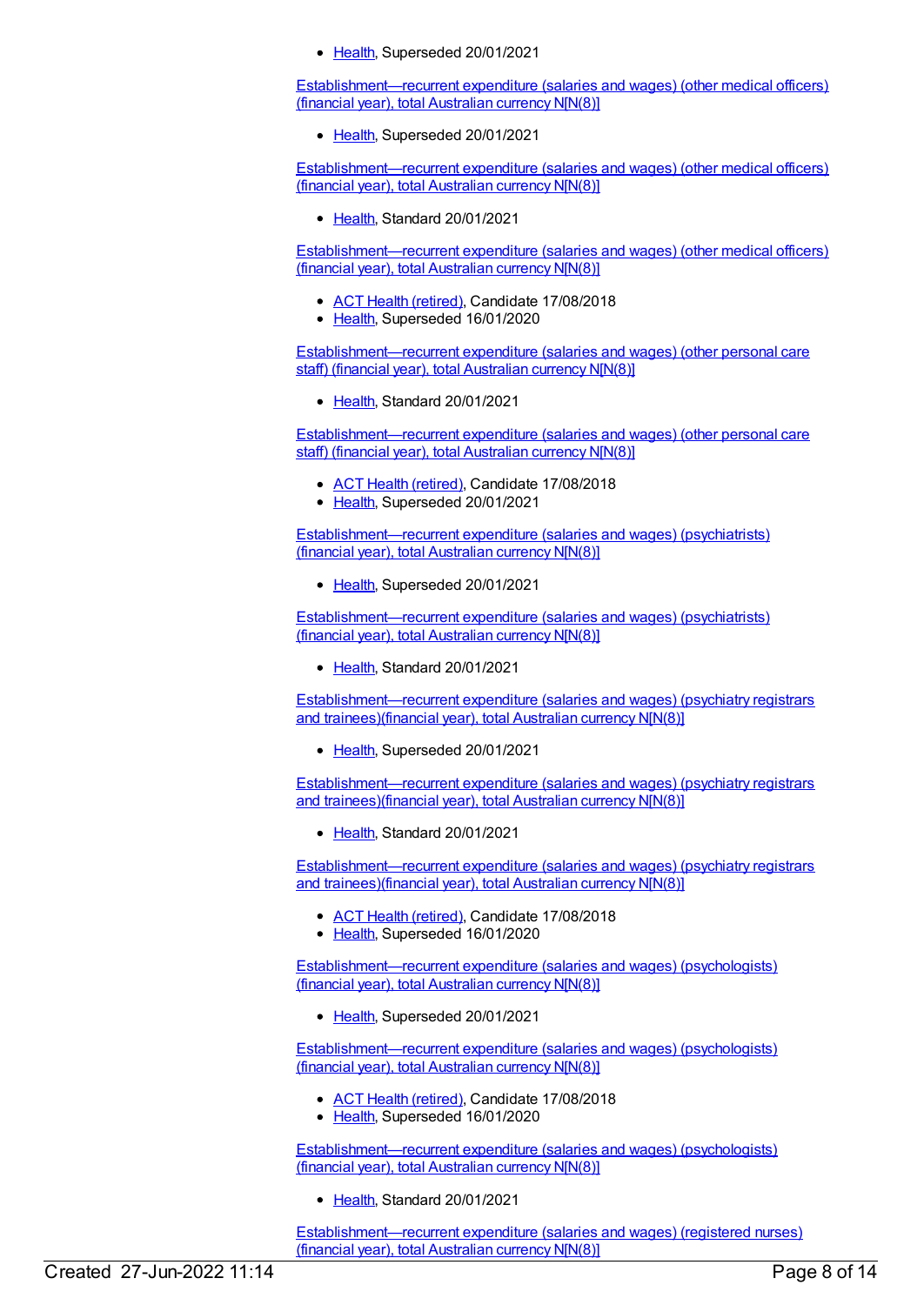- Health, Superseded 20/01/2021

Establishment—recurrent expenditure (salaries and wages) (other medical officers) (financial year), total Australian currency N[N(8)]

- Health, Superseded 20/01/2021

Establishment—recurrent expenditure (salaries and wages) (other medical officers) (financial year), total Australian currency N[N(8)]

- Health, Standard 20/01/2021

Establishment—recurrent expenditure (salaries and wages) (other medical officers) (financial year), total Australian currency N[N(8)]

- ACT Health (retired), Candidate 17/08/2018
- Health, Superseded 16/01/2020

Establishment—recurrent expenditure (salaries and wages) (other personal care staff) (financial year), total Australian currency N[N(8)]

- Health, Standard 20/01/2021

Establishment—recurrent expenditure (salaries and wages) (other personal care staff) (financial year), total Australian currency N[N(8)]

- ACT Health (retired), Candidate 17/08/2018
- Health, Superseded 20/01/2021

Establishment—recurrent expenditure (salaries and wages) (psychiatrists) (financial year), total Australian currency N[N(8)]

- Health, Superseded 20/01/2021

Establishment—recurrent expenditure (salaries and wages) (psychiatrists) (financial year), total Australian currency N[N(8)]

- Health, Standard 20/01/2021

Establishment—recurrent expenditure (salaries and wages) (psychiatry registrars and trainees)(financial year), total Australian currency N[N(8)]

- Health, Superseded 20/01/2021

Establishment—recurrent expenditure (salaries and wages) (psychiatry registrars and trainees)(financial year), total Australian currency N[N(8)]

- Health, Standard 20/01/2021

Establishment—recurrent expenditure (salaries and wages) (psychiatry registrars and trainees)(financial year), total Australian currency N[N(8)]

- ACT Health (retired), Candidate 17/08/2018
- Health, Superseded 16/01/2020

Establishment—recurrent expenditure (salaries and wages) (psychologists) (financial year), total Australian currency N[N(8)]

- Health, Superseded 20/01/2021

Establishment—recurrent expenditure (salaries and wages) (psychologists) (financial year), total Australian currency N[N(8)]

- ACT Health (retired), Candidate 17/08/2018
- Health, Superseded 16/01/2020

Establishment—recurrent expenditure (salaries and wages) (psychologists) (financial year), total Australian currency N[N(8)]

- Health, Standard 20/01/2021

Establishment—recurrent expenditure (salaries and wages) (registered nurses) (financial year), total Australian currency N[N(8)]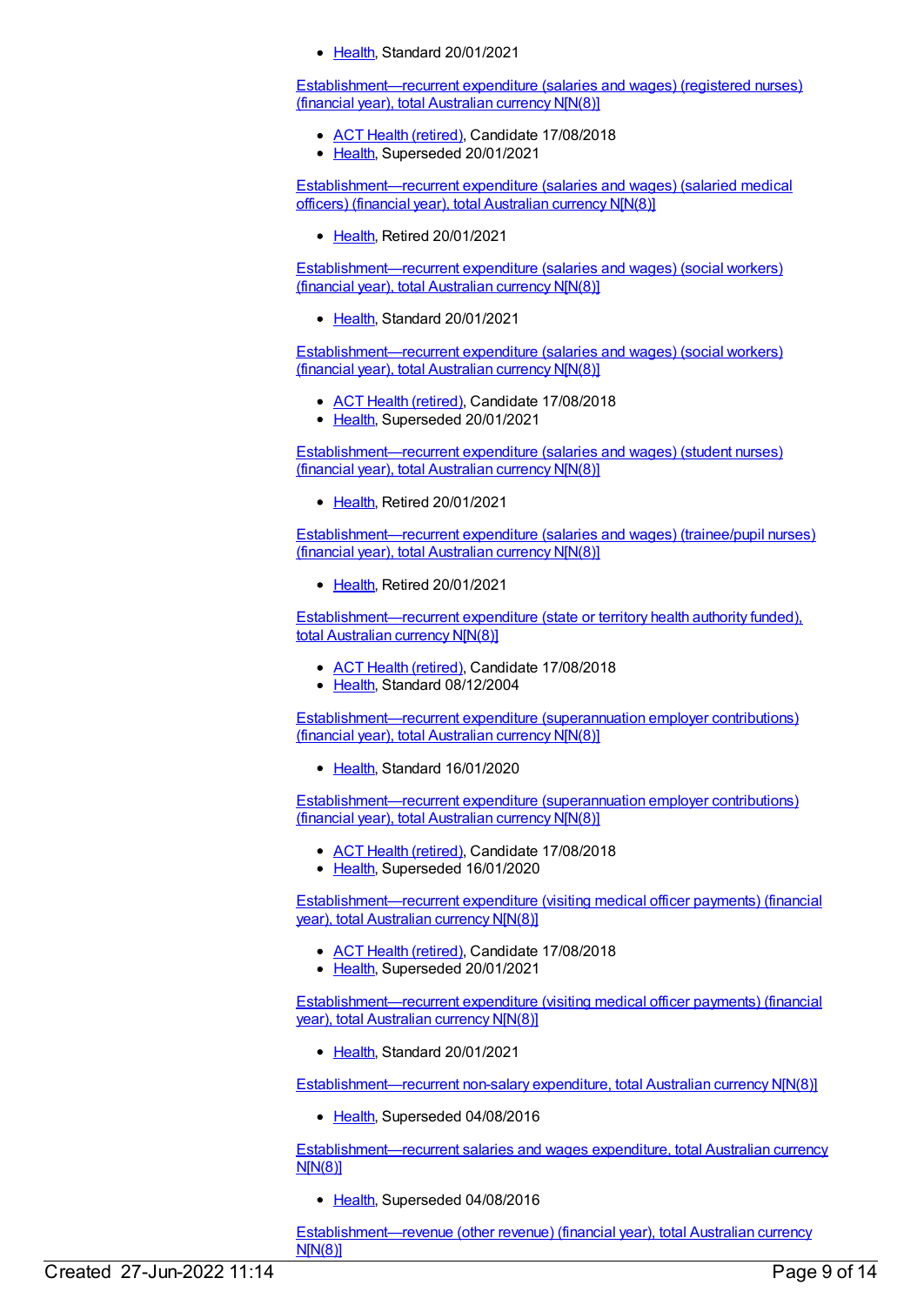- Health, Standard 20/01/2021

Establishment—recurrent expenditure (salaries and wages) (registered nurses) (financial year), total Australian currency N[N(8)]

- ACT Health (retired), Candidate 17/08/2018
- Health, Superseded 20/01/2021

Establishment—recurrent expenditure (salaries and wages) (salaried medical officers) (financial year), total Australian currency N[N(8)]

- Health, Retired 20/01/2021

Establishment—recurrent expenditure (salaries and wages) (social workers) (financial year), total Australian currency N[N(8)]

- Health, Standard 20/01/2021

Establishment—recurrent expenditure (salaries and wages) (social workers) (financial year), total Australian currency N[N(8)]

- ACT Health (retired), Candidate 17/08/2018
- Health, Superseded 20/01/2021

Establishment—recurrent expenditure (salaries and wages) (student nurses) (financial year), total Australian currency N[N(8)]

- Health, Retired 20/01/2021

Establishment—recurrent expenditure (salaries and wages) (trainee/pupil nurses) (financial year), total Australian currency N[N(8)]

- Health, Retired 20/01/2021

Establishment—recurrent expenditure (state or territory health authority funded), total Australian currency N[N(8)]

- ACT Health (retired), Candidate 17/08/2018
- Health, Standard 08/12/2004

Establishment—recurrent expenditure (superannuation employer contributions) (financial year), total Australian currency N[N(8)]

- Health, Standard 16/01/2020

Establishment—recurrent expenditure (superannuation employer contributions) (financial year), total Australian currency N[N(8)]

- ACT Health (retired), Candidate 17/08/2018
- Health, Superseded 16/01/2020

Establishment—recurrent expenditure (visiting medical officer payments) (financial year), total Australian currency N[N(8)]

- ACT Health (retired), Candidate 17/08/2018
- Health, Superseded 20/01/2021

Establishment—recurrent expenditure (visiting medical officer payments) (financial year), total Australian currency N[N(8)]

- Health, Standard 20/01/2021

Establishment—recurrent non-salary expenditure, total Australian currency N[N(8)]

- Health, Superseded 04/08/2016

Establishment—recurrent salaries and wages expenditure, total Australian currency N[N(8)]

- Health, Superseded 04/08/2016

Establishment—revenue (other revenue) (financial year), total Australian currency N[N(8)]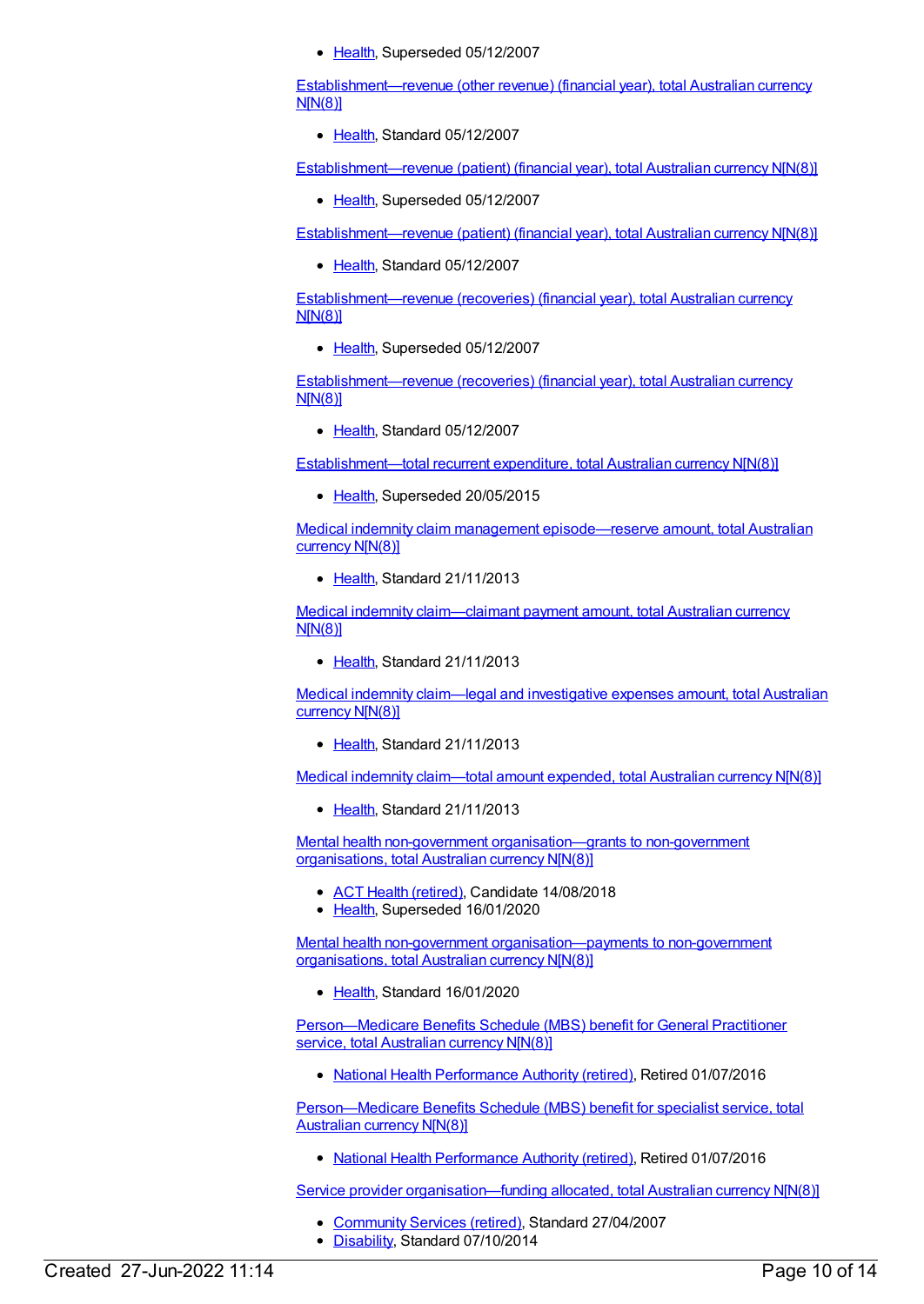- Health, Superseded 05/12/2007

Establishment—revenue (other revenue) (financial year), total Australian currency N[N(8)]

- Health, Standard 05/12/2007

Establishment—revenue (patient) (financial year), total Australian currency N[N(8)]

- Health, Superseded 05/12/2007

Establishment—revenue (patient) (financial year), total Australian currency N[N(8)]

- Health, Standard 05/12/2007

Establishment—revenue (recoveries) (financial year), total Australian currency N[N(8)]

- Health, Superseded 05/12/2007

Establishment—revenue (recoveries) (financial year), total Australian currency N[N(8)]

- Health, Standard 05/12/2007

Establishment—total recurrent expenditure, total Australian currency N[N(8)]

- Health, Superseded 20/05/2015

Medical indemnity claim management episode—reserve amount, total Australian currency N[N(8)]

- Health, Standard 21/11/2013

Medical indemnity claim—claimant payment amount, total Australian currency N[N(8)]

- Health, Standard 21/11/2013

Medical indemnity claim—legal and investigative expenses amount, total Australian currency N[N(8)]

- Health, Standard 21/11/2013

Medical indemnity claim—total amount expended, total Australian currency N[N(8)]

- Health, Standard 21/11/2013

Mental health non-government organisation—grants to non-government organisations, total Australian currency N[N(8)]

- ACT Health (retired), Candidate 14/08/2018
- Health, Superseded 16/01/2020

Mental health non-government organisation—payments to non-government organisations, total Australian currency N[N(8)]

- Health, Standard 16/01/2020

Person—Medicare Benefits Schedule (MBS) benefit for General Practitioner service, total Australian currency N[N(8)]

- National Health Performance Authority (retired), Retired 01/07/2016

Person—Medicare Benefits Schedule (MBS) benefit for specialist service, total Australian currency N[N(8)]

- National Health Performance Authority (retired), Retired 01/07/2016

Service provider organisation—funding allocated, total Australian currency N[N(8)]

- Community Services (retired), Standard 27/04/2007
- Disability, Standard 07/10/2014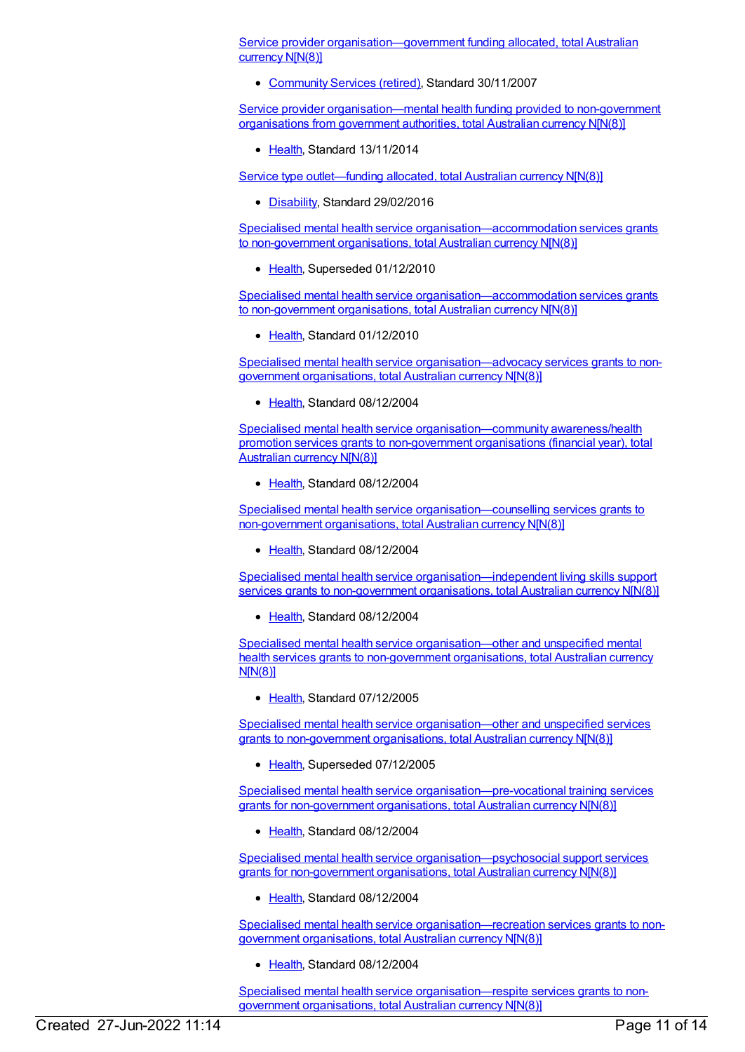Service provider organisation—government funding allocated, total Australian currency N[N(8)]

- Community Services (retired), Standard 30/11/2007

Service provider organisation—mental health funding provided to non-government organisations from government authorities, total Australian currency N[N(8)]

- Health, Standard 13/11/2014

Service type outlet—funding allocated, total Australian currency N[N(8)]

- Disability, Standard 29/02/2016

Specialised mental health service organisation—accommodation services grants to non-government organisations, total Australian currency N[N(8)]

- Health, Superseded 01/12/2010

Specialised mental health service organisation—accommodation services grants to non-government organisations, total Australian currency N[N(8)]

- Health, Standard 01/12/2010

Specialised mental health service organisation—advocacy services grants to non-government organisations, total Australian currency N[N(8)]

- Health, Standard 08/12/2004

Specialised mental health service organisation—community awareness/health promotion services grants to non-government organisations (financial year), total Australian currency N[N(8)]

- Health, Standard 08/12/2004

Specialised mental health service organisation—counselling services grants to non-government organisations, total Australian currency N[N(8)]

- Health, Standard 08/12/2004

Specialised mental health service organisation—independent living skills support services grants to non-government organisations, total Australian currency N[N(8)]

- Health, Standard 08/12/2004

Specialised mental health service organisation—other and unspecified mental health services grants to non-government organisations, total Australian currency N[N(8)]

- Health, Standard 07/12/2005

Specialised mental health service organisation—other and unspecified services grants to non-government organisations, total Australian currency N[N(8)]

- Health, Superseded 07/12/2005

Specialised mental health service organisation—pre-vocational training services grants for non-government organisations, total Australian currency N[N(8)]

- Health, Standard 08/12/2004

Specialised mental health service organisation—psychosocial support services grants for non-government organisations, total Australian currency N[N(8)]

- Health, Standard 08/12/2004

Specialised mental health service organisation—recreation services grants to non-government organisations, total Australian currency N[N(8)]

- Health, Standard 08/12/2004

Specialised mental health service organisation—respite services grants to non-government organisations, total Australian currency N[N(8)]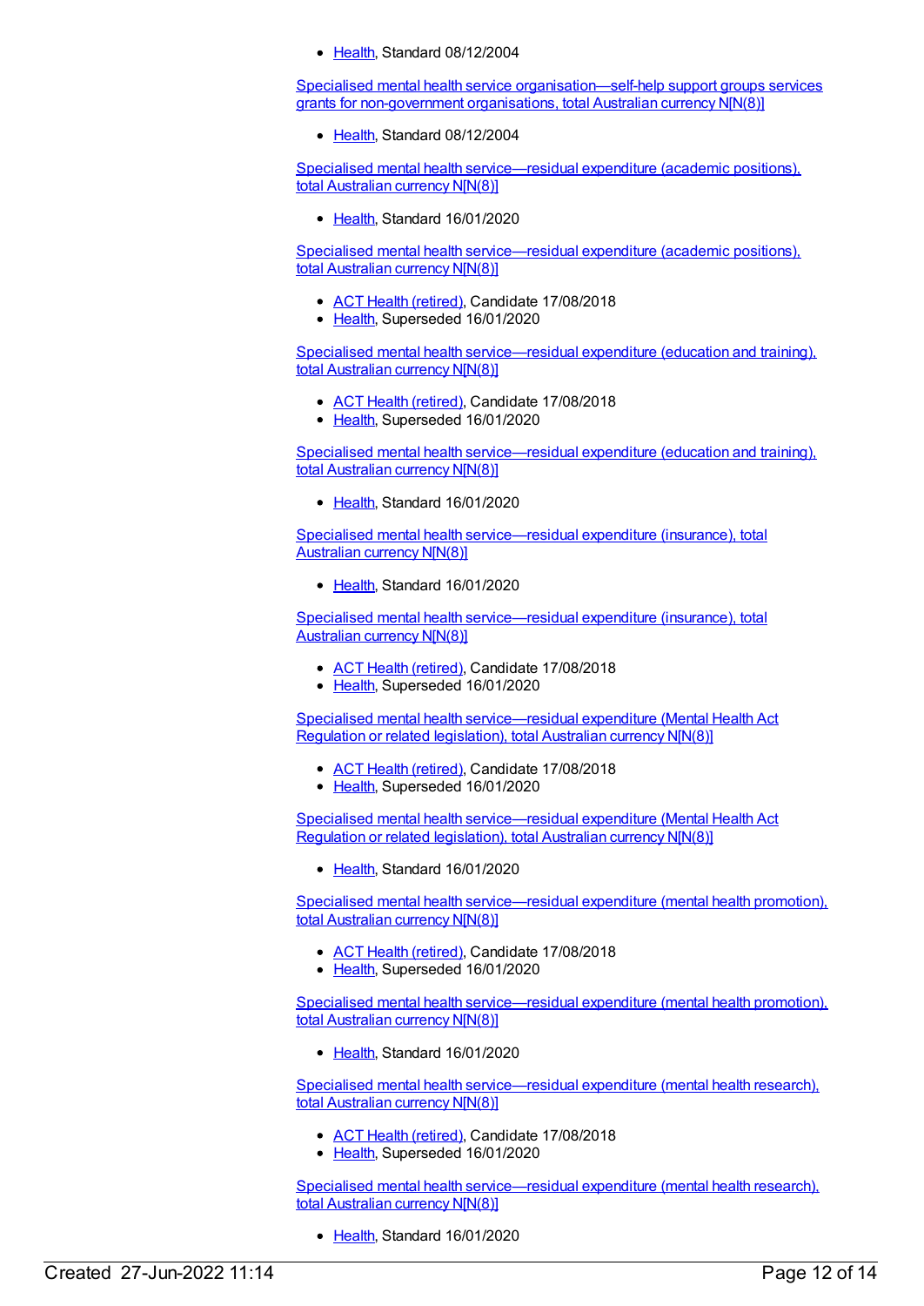- Health, Standard 08/12/2004

Specialised mental health service organisation—self-help support groups services grants for non-government organisations, total Australian currency N[N(8)]

- Health, Standard 08/12/2004

Specialised mental health service—residual expenditure (academic positions), total Australian currency N[N(8)]

- Health, Standard 16/01/2020

Specialised mental health service—residual expenditure (academic positions), total Australian currency N[N(8)]

- ACT Health (retired), Candidate 17/08/2018
- Health, Superseded 16/01/2020

Specialised mental health service—residual expenditure (education and training), total Australian currency N[N(8)]

- ACT Health (retired), Candidate 17/08/2018
- Health, Superseded 16/01/2020

Specialised mental health service—residual expenditure (education and training), total Australian currency N[N(8)]

- Health, Standard 16/01/2020

Specialised mental health service—residual expenditure (insurance), total Australian currency N[N(8)]

- Health, Standard 16/01/2020

Specialised mental health service—residual expenditure (insurance), total Australian currency N[N(8)]

- ACT Health (retired), Candidate 17/08/2018
- Health, Superseded 16/01/2020

Specialised mental health service—residual expenditure (Mental Health Act Regulation or related legislation), total Australian currency N[N(8)]

- ACT Health (retired), Candidate 17/08/2018
- Health, Superseded 16/01/2020

Specialised mental health service—residual expenditure (Mental Health Act Regulation or related legislation), total Australian currency N[N(8)]

- Health, Standard 16/01/2020

Specialised mental health service—residual expenditure (mental health promotion), total Australian currency N[N(8)]

- ACT Health (retired), Candidate 17/08/2018
- Health, Superseded 16/01/2020

Specialised mental health service—residual expenditure (mental health promotion), total Australian currency N[N(8)]

- Health, Standard 16/01/2020

Specialised mental health service—residual expenditure (mental health research), total Australian currency N[N(8)]

- ACT Health (retired), Candidate 17/08/2018
- Health, Superseded 16/01/2020

Specialised mental health service—residual expenditure (mental health research), total Australian currency N[N(8)]

- Health, Standard 16/01/2020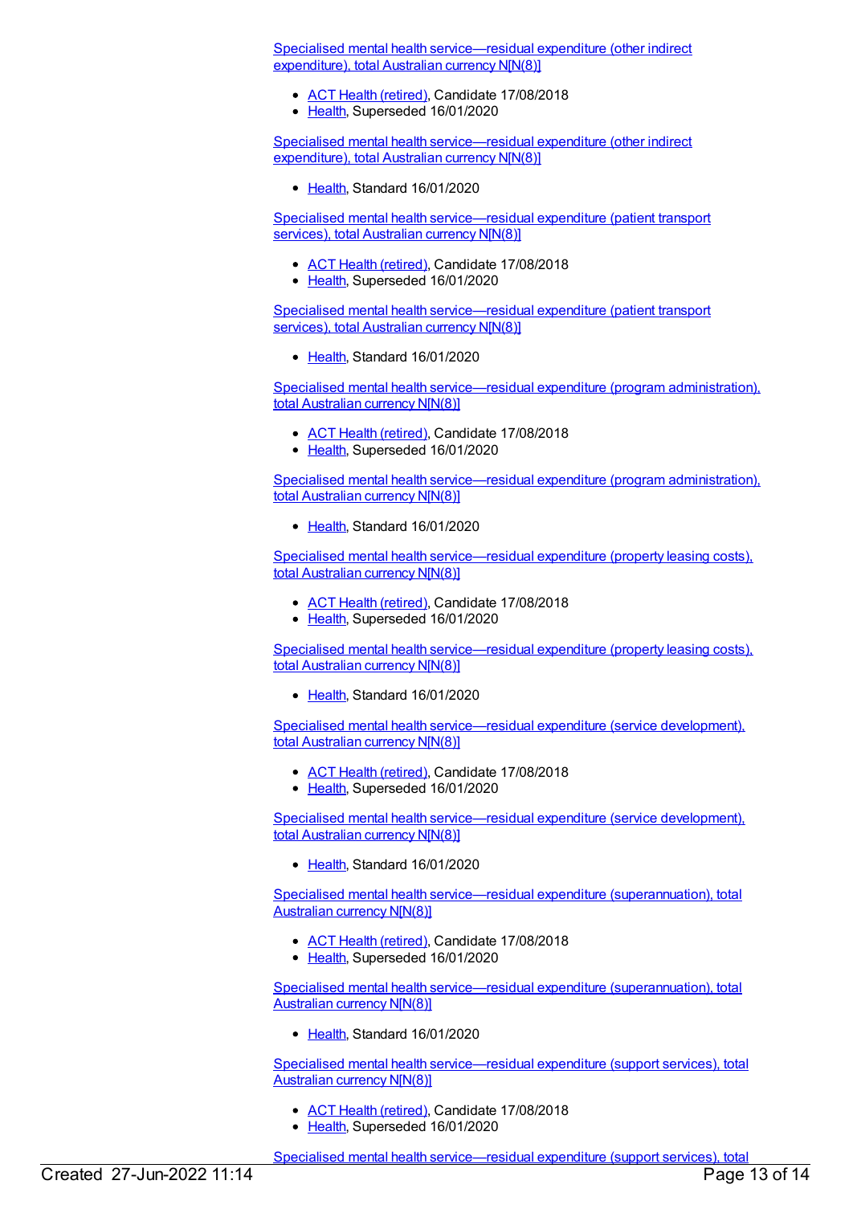Specialised mental health service—residual expenditure (other indirect expenditure), total Australian currency N[N(8)]

- ACT Health (retired), Candidate 17/08/2018
- Health, Superseded 16/01/2020

Specialised mental health service—residual expenditure (other indirect expenditure), total Australian currency N[N(8)]

- Health, Standard 16/01/2020

Specialised mental health service—residual expenditure (patient transport services), total Australian currency N[N(8)]

- ACT Health (retired), Candidate 17/08/2018
- Health, Superseded 16/01/2020

Specialised mental health service—residual expenditure (patient transport services), total Australian currency N[N(8)]

- Health, Standard 16/01/2020

Specialised mental health service—residual expenditure (program administration), total Australian currency N[N(8)]

- ACT Health (retired), Candidate 17/08/2018
- Health, Superseded 16/01/2020

Specialised mental health service—residual expenditure (program administration), total Australian currency N[N(8)]

- Health, Standard 16/01/2020

Specialised mental health service—residual expenditure (property leasing costs), total Australian currency N[N(8)]

- ACT Health (retired), Candidate 17/08/2018
- Health, Superseded 16/01/2020

Specialised mental health service—residual expenditure (property leasing costs), total Australian currency N[N(8)]

- Health, Standard 16/01/2020

Specialised mental health service—residual expenditure (service development), total Australian currency N[N(8)]

- ACT Health (retired), Candidate 17/08/2018
- Health, Superseded 16/01/2020

Specialised mental health service—residual expenditure (service development), total Australian currency N[N(8)]

- Health, Standard 16/01/2020

Specialised mental health service—residual expenditure (superannuation), total Australian currency N[N(8)]

- ACT Health (retired), Candidate 17/08/2018
- Health, Superseded 16/01/2020

Specialised mental health service—residual expenditure (superannuation), total Australian currency N[N(8)]

- Health, Standard 16/01/2020

Specialised mental health service—residual expenditure (support services), total Australian currency N[N(8)]

- ACT Health (retired), Candidate 17/08/2018
- Health, Superseded 16/01/2020

Specialised mental health service—residual expenditure (support services), total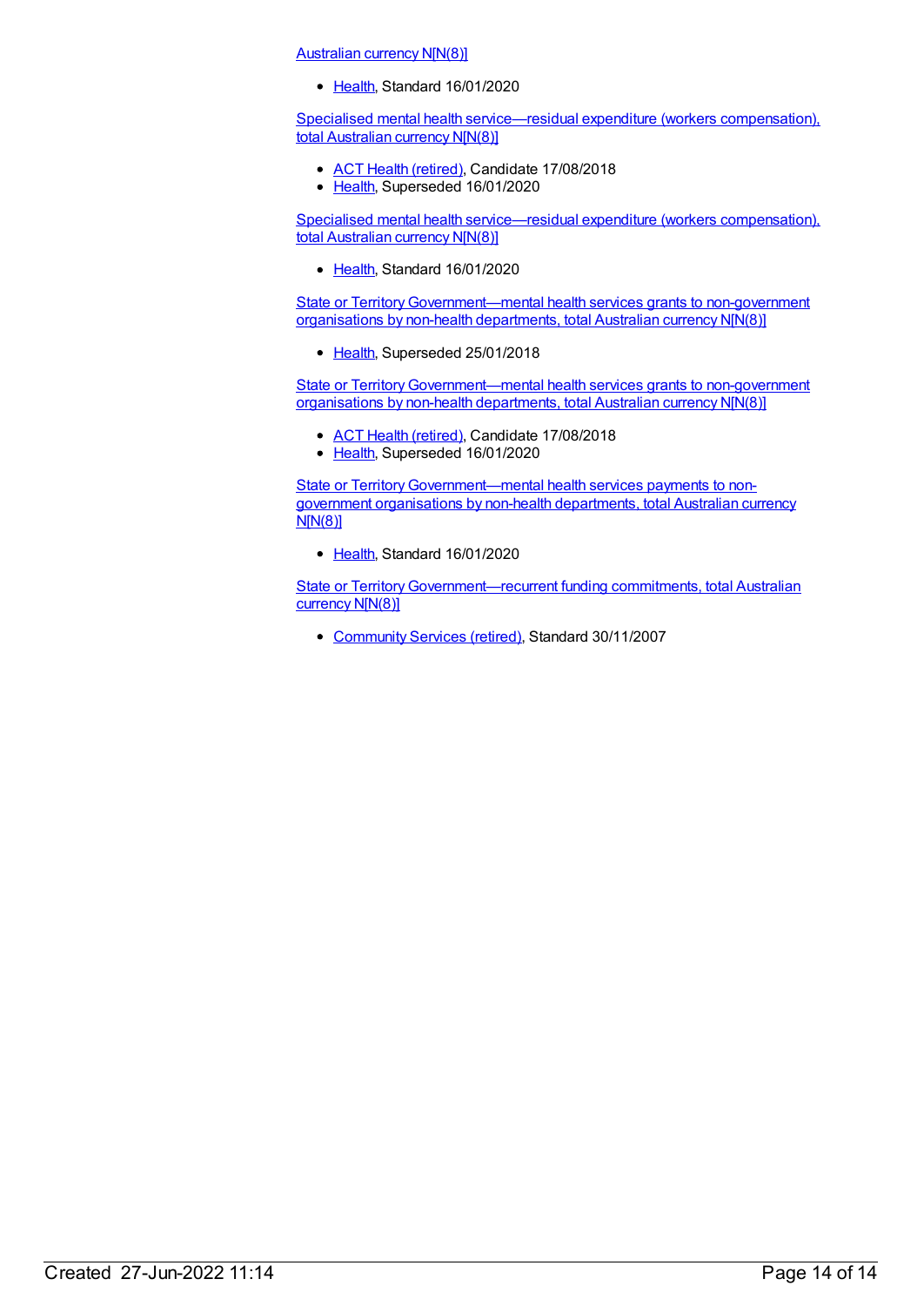Australian currency N[N(8)]

- Health, Standard 16/01/2020

Specialised mental health service—residual expenditure (workers compensation), total Australian currency N[N(8)]

- ACT Health (retired), Candidate 17/08/2018
- Health, Superseded 16/01/2020

Specialised mental health service—residual expenditure (workers compensation), total Australian currency N[N(8)]

- Health, Standard 16/01/2020

State or Territory Government—mental health services grants to non-government organisations by non-health departments, total Australian currency N[N(8)]

- Health, Superseded 25/01/2018

State or Territory Government—mental health services grants to non-government organisations by non-health departments, total Australian currency N[N(8)]

- ACT Health (retired), Candidate 17/08/2018
- Health, Superseded 16/01/2020

State or Territory Government—mental health services payments to non-government organisations by non-health departments, total Australian currency N[N(8)]

- Health, Standard 16/01/2020

State or Territory Government—recurrent funding commitments, total Australian currency N[N(8)]

- Community Services (retired), Standard 30/11/2007